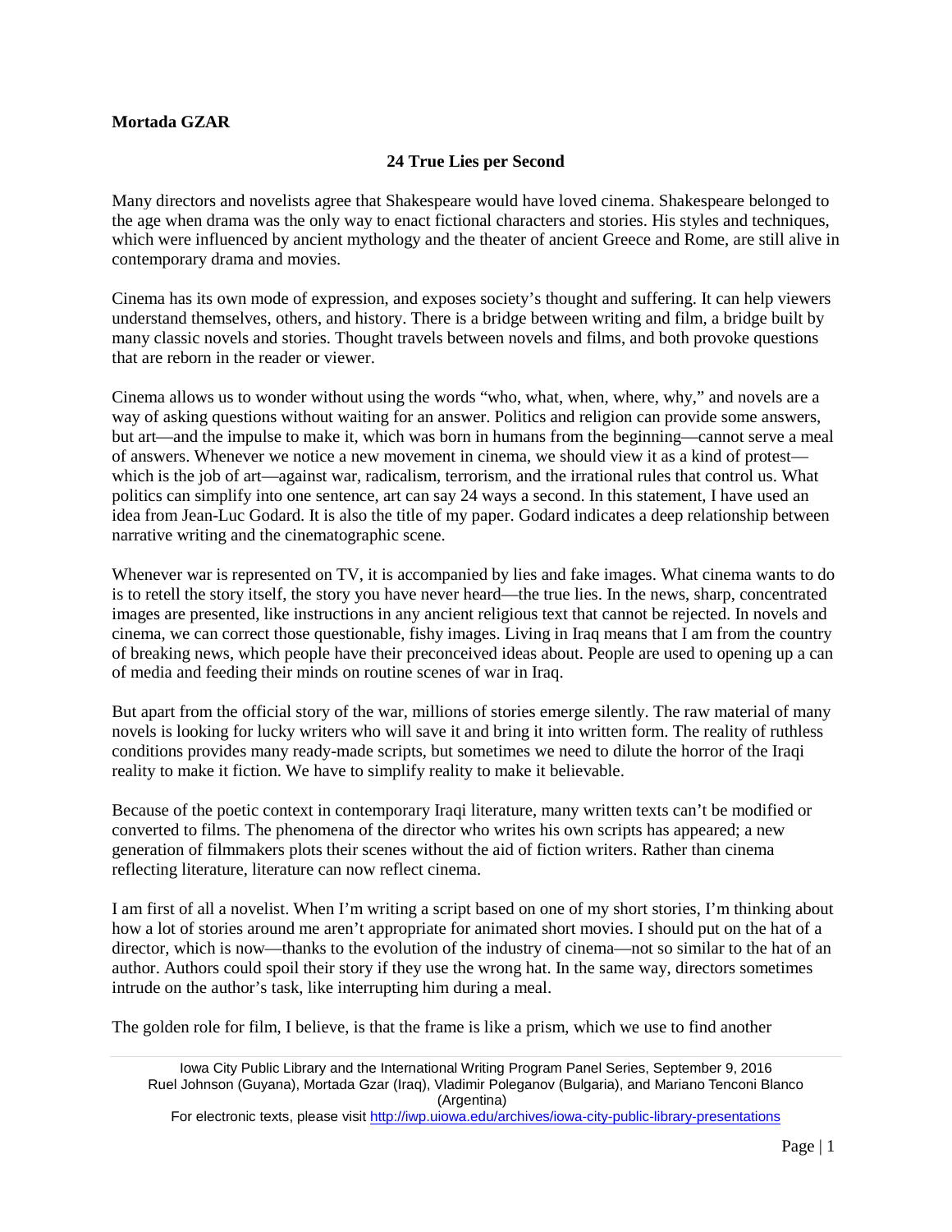**Mortada GZAR**

**24 True Lies per Second**

Many directors and novelists agree that Shakespeare would have loved cinema. Shakespeare belonged to the age when drama was the only way to enact fictional characters and stories. His styles and techniques, which were influenced by ancient mythology and the theater of ancient Greece and Rome, are still alive in contemporary drama and movies.

Cinema has its own mode of expression, and exposes society's thought and suffering. It can help viewers understand themselves, others, and history. There is a bridge between writing and film, a bridge built by many classic novels and stories. Thought travels between novels and films, and both provoke questions that are reborn in the reader or viewer.

Cinema allows us to wonder without using the words "who, what, when, where, why," and novels are a way of asking questions without waiting for an answer. Politics and religion can provide some answers, but art—and the impulse to make it, which was born in humans from the beginning—cannot serve a meal of answers. Whenever we notice a new movement in cinema, we should view it as a kind of protest—which is the job of art—against war, radicalism, terrorism, and the irrational rules that control us. What politics can simplify into one sentence, art can say 24 ways a second. In this statement, I have used an idea from Jean-Luc Godard. It is also the title of my paper. Godard indicates a deep relationship between narrative writing and the cinematographic scene.

Whenever war is represented on TV, it is accompanied by lies and fake images. What cinema wants to do is to retell the story itself, the story you have never heard—the true lies. In the news, sharp, concentrated images are presented, like instructions in any ancient religious text that cannot be rejected. In novels and cinema, we can correct those questionable, fishy images. Living in Iraq means that I am from the country of breaking news, which people have their preconceived ideas about. People are used to opening up a can of media and feeding their minds on routine scenes of war in Iraq.

But apart from the official story of the war, millions of stories emerge silently. The raw material of many novels is looking for lucky writers who will save it and bring it into written form. The reality of ruthless conditions provides many ready-made scripts, but sometimes we need to dilute the horror of the Iraqi reality to make it fiction. We have to simplify reality to make it believable.

Because of the poetic context in contemporary Iraqi literature, many written texts can't be modified or converted to films. The phenomena of the director who writes his own scripts has appeared; a new generation of filmmakers plots their scenes without the aid of fiction writers. Rather than cinema reflecting literature, literature can now reflect cinema.

I am first of all a novelist. When I'm writing a script based on one of my short stories, I'm thinking about how a lot of stories around me aren't appropriate for animated short movies. I should put on the hat of a director, which is now—thanks to the evolution of the industry of cinema—not so similar to the hat of an author. Authors could spoil their story if they use the wrong hat. In the same way, directors sometimes intrude on the author's task, like interrupting him during a meal.

The golden role for film, I believe, is that the frame is like a prism, which we use to find another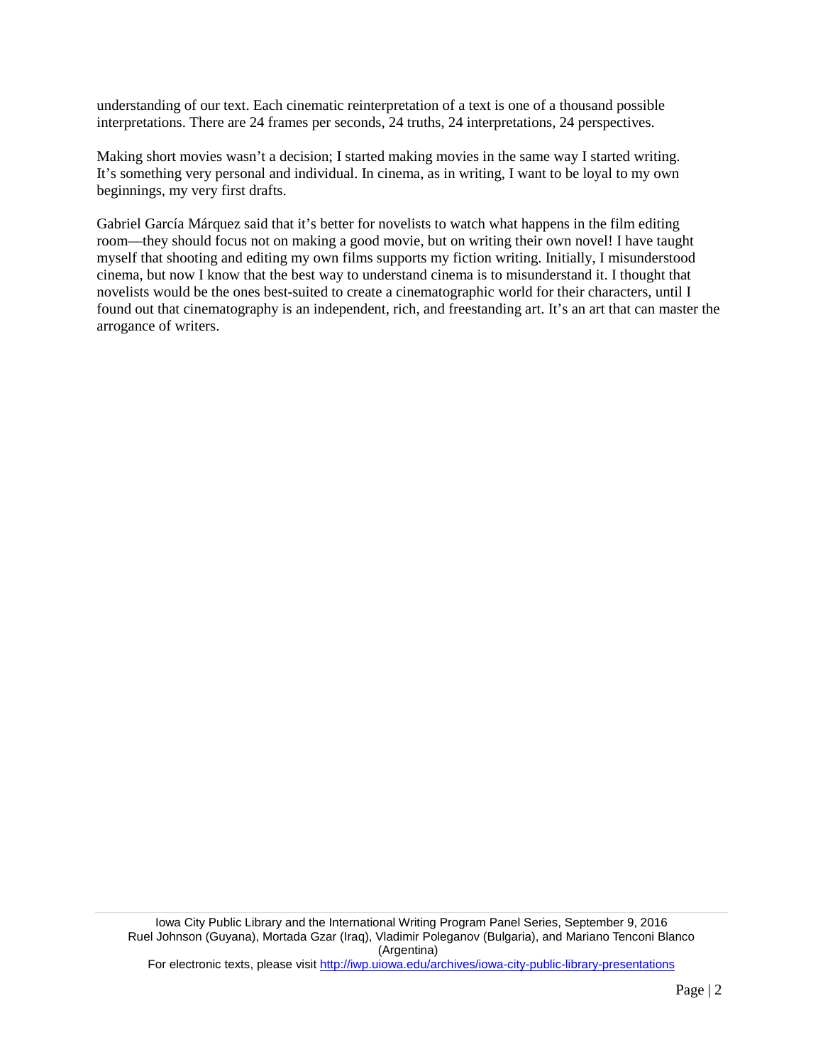understanding of our text. Each cinematic reinterpretation of a text is one of a thousand possible interpretations. There are 24 frames per seconds, 24 truths, 24 interpretations, 24 perspectives.

Making short movies wasn't a decision; I started making movies in the same way I started writing. It's something very personal and individual. In cinema, as in writing, I want to be loyal to my own beginnings, my very first drafts.

Gabriel García Márquez said that it's better for novelists to watch what happens in the film editing room—they should focus not on making a good movie, but on writing their own novel! I have taught myself that shooting and editing my own films supports my fiction writing. Initially, I misunderstood cinema, but now I know that the best way to understand cinema is to misunderstand it. I thought that novelists would be the ones best-suited to create a cinematographic world for their characters, until I found out that cinematography is an independent, rich, and freestanding art. It's an art that can master the arrogance of writers.